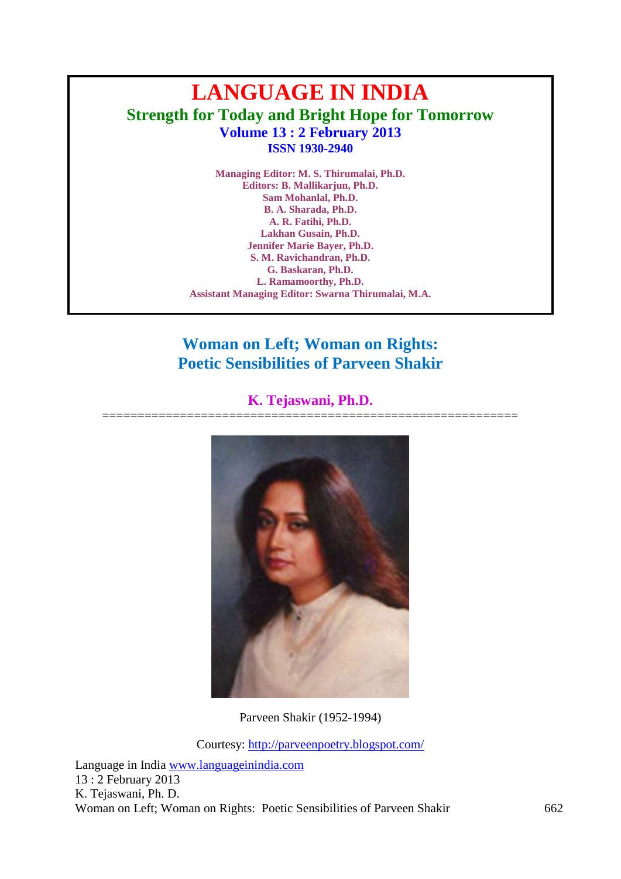# LANGUAGE IN INDIA

## Strength for Today and Bright Hope for Tomorrow

**Volume 13 : 2 February 2013**

**ISSN 1930-2940**

**Managing Editor: M. S. Thirumalai, Ph.D.**
**Editors: B. Mallikarjun, Ph.D.**
**Sam Mohanlal, Ph.D.**
**B. A. Sharada, Ph.D.**
**A. R. Fatihi, Ph.D.**
**Lakhan Gusain, Ph.D.**
**Jennifer Marie Bayer, Ph.D.**
**S. M. Ravichandran, Ph.D.**
**G. Baskaran, Ph.D.**
**L. Ramamoorthy, Ph.D.**
**Assistant Managing Editor: Swarna Thirumalai, M.A.**

# Woman on Left; Woman on Rights: Poetic Sensibilities of Parveen Shakir

**K. Tejaswani, Ph.D.**

==========================================================

Parveen Shakir (1952-1994)

Courtesy: http://parveenpoetry.blogspot.com/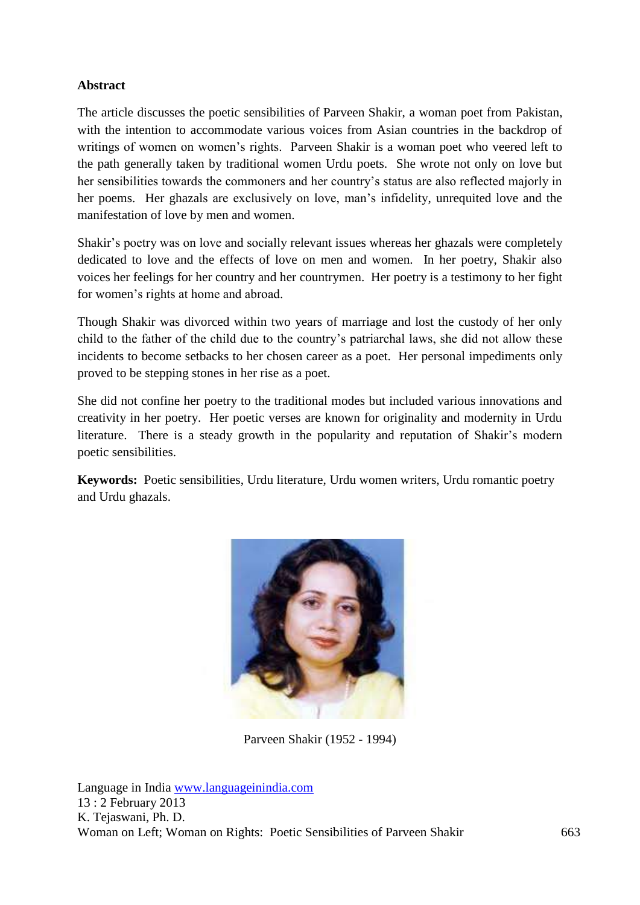**Abstract**

The article discusses the poetic sensibilities of Parveen Shakir, a woman poet from Pakistan, with the intention to accommodate various voices from Asian countries in the backdrop of writings of women on women's rights. Parveen Shakir is a woman poet who veered left to the path generally taken by traditional women Urdu poets. She wrote not only on love but her sensibilities towards the commoners and her country's status are also reflected majorly in her poems. Her ghazals are exclusively on love, man's infidelity, unrequited love and the manifestation of love by men and women.

Shakir's poetry was on love and socially relevant issues whereas her ghazals were completely dedicated to love and the effects of love on men and women. In her poetry, Shakir also voices her feelings for her country and her countrymen. Her poetry is a testimony to her fight for women's rights at home and abroad.

Though Shakir was divorced within two years of marriage and lost the custody of her only child to the father of the child due to the country's patriarchal laws, she did not allow these incidents to become setbacks to her chosen career as a poet. Her personal impediments only proved to be stepping stones in her rise as a poet.

She did not confine her poetry to the traditional modes but included various innovations and creativity in her poetry. Her poetic verses are known for originality and modernity in Urdu literature. There is a steady growth in the popularity and reputation of Shakir's modern poetic sensibilities.

**Keywords:** Poetic sensibilities, Urdu literature, Urdu women writers, Urdu romantic poetry and Urdu ghazals.

Parveen Shakir (1952 - 1994)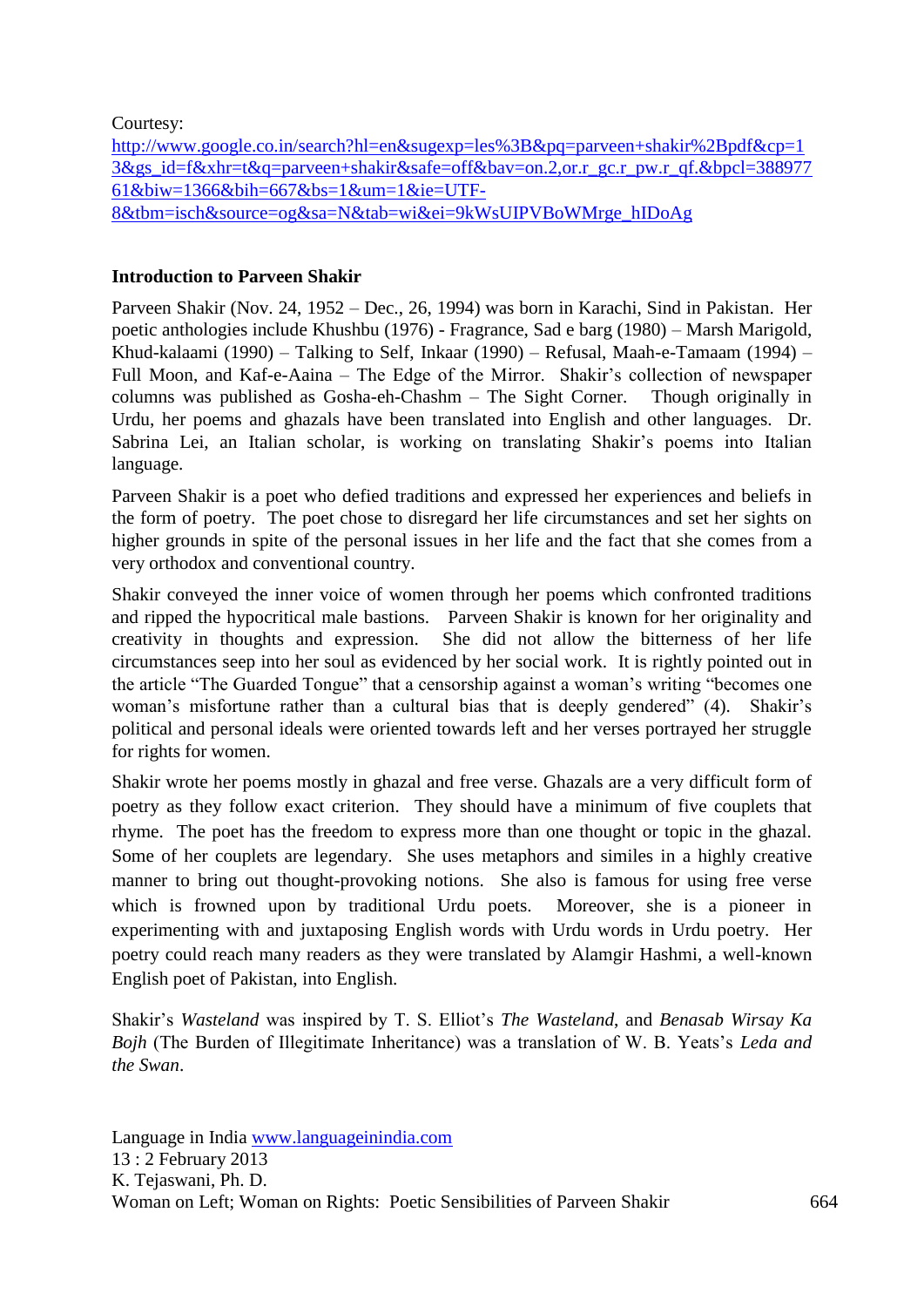Courtesy:
[http://www.google.co.in/search?hl=en&sugexp=les%3B&pq=parveen+shakir%2Bpdf&cp=13&gs_id=f&xhr=t&q=parveen+shakir&safe=off&bav=on.2,or.r_gc.r_pw.r_qf.&bpcl=38897761&biw=1366&bih=667&bs=1&um=1&ie=UTF-8&tbm=isch&source=og&sa=N&tab=wi&ei=9kWsUIPVBoWMrge_hIDoAg](http://www.google.co.in/search?hl=en&sugexp=les%3B&pq=parveen+shakir%2Bpdf&cp=13&gs_id=f&xhr=t&q=parveen+shakir&safe=off&bav=on.2,or.r_gc.r_pw.r_qf.&bpcl=38897761&biw=1366&bih=667&bs=1&um=1&ie=UTF-8&tbm=isch&source=og&sa=N&tab=wi&ei=9kWsUIPVBoWMrge_hIDoAg)

**Introduction to Parveen Shakir**

Parveen Shakir (Nov. 24, 1952 – Dec., 26, 1994) was born in Karachi, Sind in Pakistan. Her poetic anthologies include Khushbu (1976) - Fragrance, Sad e barg (1980) – Marsh Marigold, Khud-kalaami (1990) – Talking to Self, Inkaar (1990) – Refusal, Maah-e-Tamaam (1994) – Full Moon, and Kaf-e-Aaina – The Edge of the Mirror. Shakir's collection of newspaper columns was published as Gosha-eh-Chashm – The Sight Corner. Though originally in Urdu, her poems and ghazals have been translated into English and other languages. Dr. Sabrina Lei, an Italian scholar, is working on translating Shakir's poems into Italian language.

Parveen Shakir is a poet who defied traditions and expressed her experiences and beliefs in the form of poetry. The poet chose to disregard her life circumstances and set her sights on higher grounds in spite of the personal issues in her life and the fact that she comes from a very orthodox and conventional country.

Shakir conveyed the inner voice of women through her poems which confronted traditions and ripped the hypocritical male bastions. Parveen Shakir is known for her originality and creativity in thoughts and expression. She did not allow the bitterness of her life circumstances seep into her soul as evidenced by her social work. It is rightly pointed out in the article "The Guarded Tongue" that a censorship against a woman's writing "becomes one woman's misfortune rather than a cultural bias that is deeply gendered" (4). Shakir's political and personal ideals were oriented towards left and her verses portrayed her struggle for rights for women.

Shakir wrote her poems mostly in ghazal and free verse. Ghazals are a very difficult form of poetry as they follow exact criterion. They should have a minimum of five couplets that rhyme. The poet has the freedom to express more than one thought or topic in the ghazal. Some of her couplets are legendary. She uses metaphors and similes in a highly creative manner to bring out thought-provoking notions. She also is famous for using free verse which is frowned upon by traditional Urdu poets. Moreover, she is a pioneer in experimenting with and juxtaposing English words with Urdu words in Urdu poetry. Her poetry could reach many readers as they were translated by Alamgir Hashmi, a well-known English poet of Pakistan, into English.

Shakir's *Wasteland* was inspired by T. S. Elliot's *The Wasteland*, and *Benasab Wirsay Ka Bojh* (The Burden of Illegitimate Inheritance) was a translation of W. B. Yeats's *Leda and the Swan*.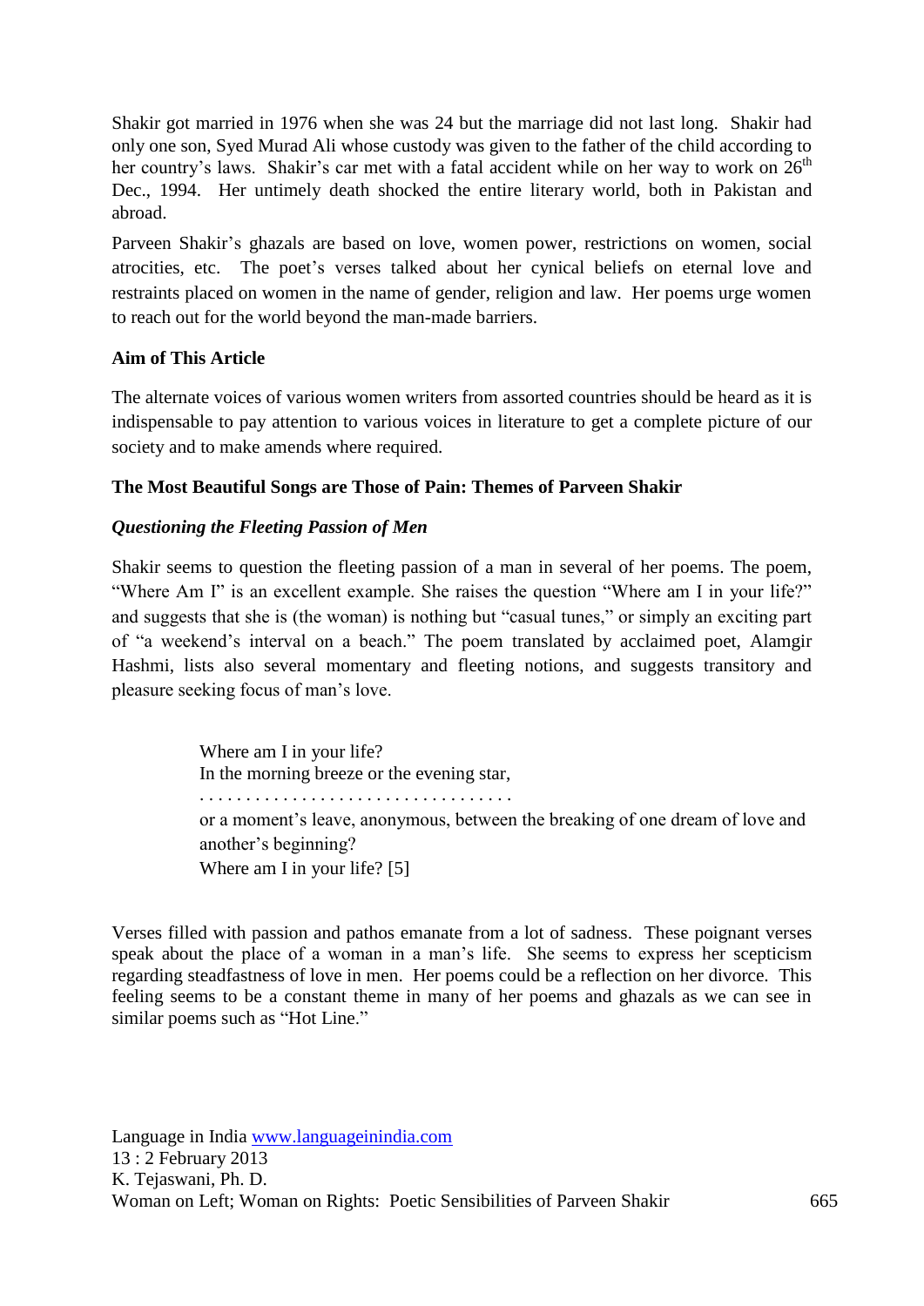Shakir got married in 1976 when she was 24 but the marriage did not last long. Shakir had only one son, Syed Murad Ali whose custody was given to the father of the child according to her country's laws. Shakir's car met with a fatal accident while on her way to work on 26$^{th}$ Dec., 1994. Her untimely death shocked the entire literary world, both in Pakistan and abroad.

Parveen Shakir's ghazals are based on love, women power, restrictions on women, social atrocities, etc. The poet's verses talked about her cynical beliefs on eternal love and restraints placed on women in the name of gender, religion and law. Her poems urge women to reach out for the world beyond the man-made barriers.

**Aim of This Article**

The alternate voices of various women writers from assorted countries should be heard as it is indispensable to pay attention to various voices in literature to get a complete picture of our society and to make amends where required.

**The Most Beautiful Songs are Those of Pain: Themes of Parveen Shakir**

***Questioning the Fleeting Passion of Men***

Shakir seems to question the fleeting passion of a man in several of her poems. The poem, "Where Am I" is an excellent example. She raises the question "Where am I in your life?" and suggests that she is (the woman) is nothing but "casual tunes," or simply an exciting part of "a weekend's interval on a beach." The poem translated by acclaimed poet, Alamgir Hashmi, lists also several momentary and fleeting notions, and suggests transitory and pleasure seeking focus of man's love.

> Where am I in your life?
> In the morning breeze or the evening star,
> . . . . . . . . . . . . . . . . . . . . . . . . . . . . . . . . .
> or a moment's leave, anonymous, between the breaking of one dream of love and another's beginning?
> Where am I in your life? [5]

Verses filled with passion and pathos emanate from a lot of sadness. These poignant verses speak about the place of a woman in a man's life. She seems to express her scepticism regarding steadfastness of love in men. Her poems could be a reflection on her divorce. This feeling seems to be a constant theme in many of her poems and ghazals as we can see in similar poems such as "Hot Line."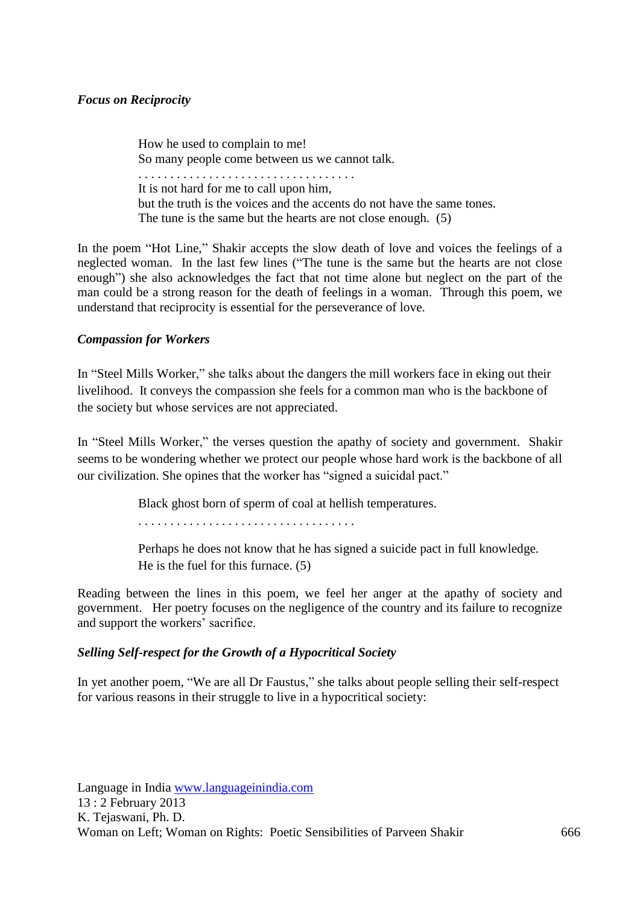***Focus on Reciprocity***

> How he used to complain to me!
> So many people come between us we cannot talk.
> . . . . . . . . . . . . . . . . . . . . . . . . . . . . . . . . .
> It is not hard for me to call upon him,
> but the truth is the voices and the accents do not have the same tones.
> The tune is the same but the hearts are not close enough. (5)

In the poem "Hot Line," Shakir accepts the slow death of love and voices the feelings of a neglected woman. In the last few lines ("The tune is the same but the hearts are not close enough") she also acknowledges the fact that not time alone but neglect on the part of the man could be a strong reason for the death of feelings in a woman. Through this poem, we understand that reciprocity is essential for the perseverance of love.

***Compassion for Workers***

In "Steel Mills Worker," she talks about the dangers the mill workers face in eking out their livelihood. It conveys the compassion she feels for a common man who is the backbone of the society but whose services are not appreciated.

In "Steel Mills Worker," the verses question the apathy of society and government. Shakir seems to be wondering whether we protect our people whose hard work is the backbone of all our civilization. She opines that the worker has "signed a suicidal pact."

> Black ghost born of sperm of coal at hellish temperatures.
> . . . . . . . . . . . . . . . . . . . . . . . . . . . . . . . . .
>
> Perhaps he does not know that he has signed a suicide pact in full knowledge.
> He is the fuel for this furnace. (5)

Reading between the lines in this poem, we feel her anger at the apathy of society and government. Her poetry focuses on the negligence of the country and its failure to recognize and support the workers' sacrifice.

***Selling Self-respect for the Growth of a Hypocritical Society***

In yet another poem, "We are all Dr Faustus," she talks about people selling their self-respect for various reasons in their struggle to live in a hypocritical society: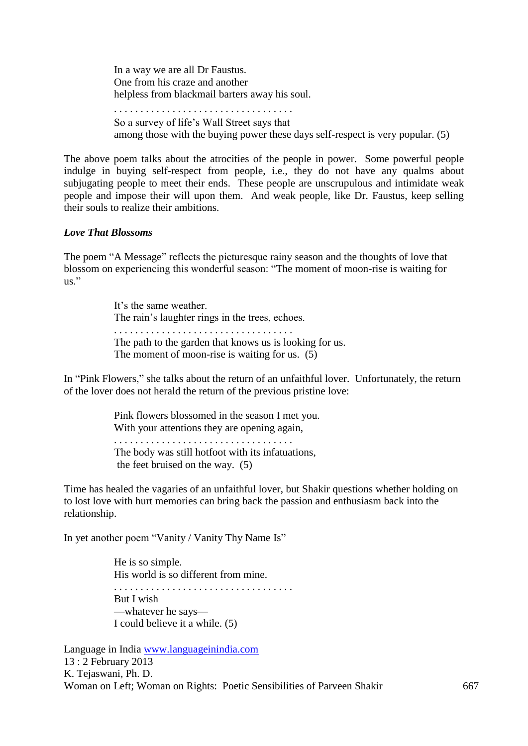> In a way we are all Dr Faustus.
> One from his craze and another
> helpless from blackmail barters away his soul.
> . . . . . . . . . . . . . . . . . . . . . . . . . . . . . . . . . .
> So a survey of life's Wall Street says that
> among those with the buying power these days self-respect is very popular. (5)

The above poem talks about the atrocities of the people in power. Some powerful people indulge in buying self-respect from people, i.e., they do not have any qualms about subjugating people to meet their ends. These people are unscrupulous and intimidate weak people and impose their will upon them. And weak people, like Dr. Faustus, keep selling their souls to realize their ambitions.

***Love That Blossoms***

The poem "A Message" reflects the picturesque rainy season and the thoughts of love that blossom on experiencing this wonderful season: "The moment of moon-rise is waiting for us."

> It's the same weather.
> The rain's laughter rings in the trees, echoes.
> . . . . . . . . . . . . . . . . . . . . . . . . . . . . . . . . . .
> The path to the garden that knows us is looking for us.
> The moment of moon-rise is waiting for us. (5)

In "Pink Flowers," she talks about the return of an unfaithful lover. Unfortunately, the return of the lover does not herald the return of the previous pristine love:

> Pink flowers blossomed in the season I met you.
> With your attentions they are opening again,
> . . . . . . . . . . . . . . . . . . . . . . . . . . . . . . . . . .
> The body was still hotfoot with its infatuations,
> the feet bruised on the way. (5)

Time has healed the vagaries of an unfaithful lover, but Shakir questions whether holding on to lost love with hurt memories can bring back the passion and enthusiasm back into the relationship.

In yet another poem "Vanity / Vanity Thy Name Is"

> He is so simple.
> His world is so different from mine.
> . . . . . . . . . . . . . . . . . . . . . . . . . . . . . . . . . .
> But I wish
> —whatever he says—
> I could believe it a while. (5)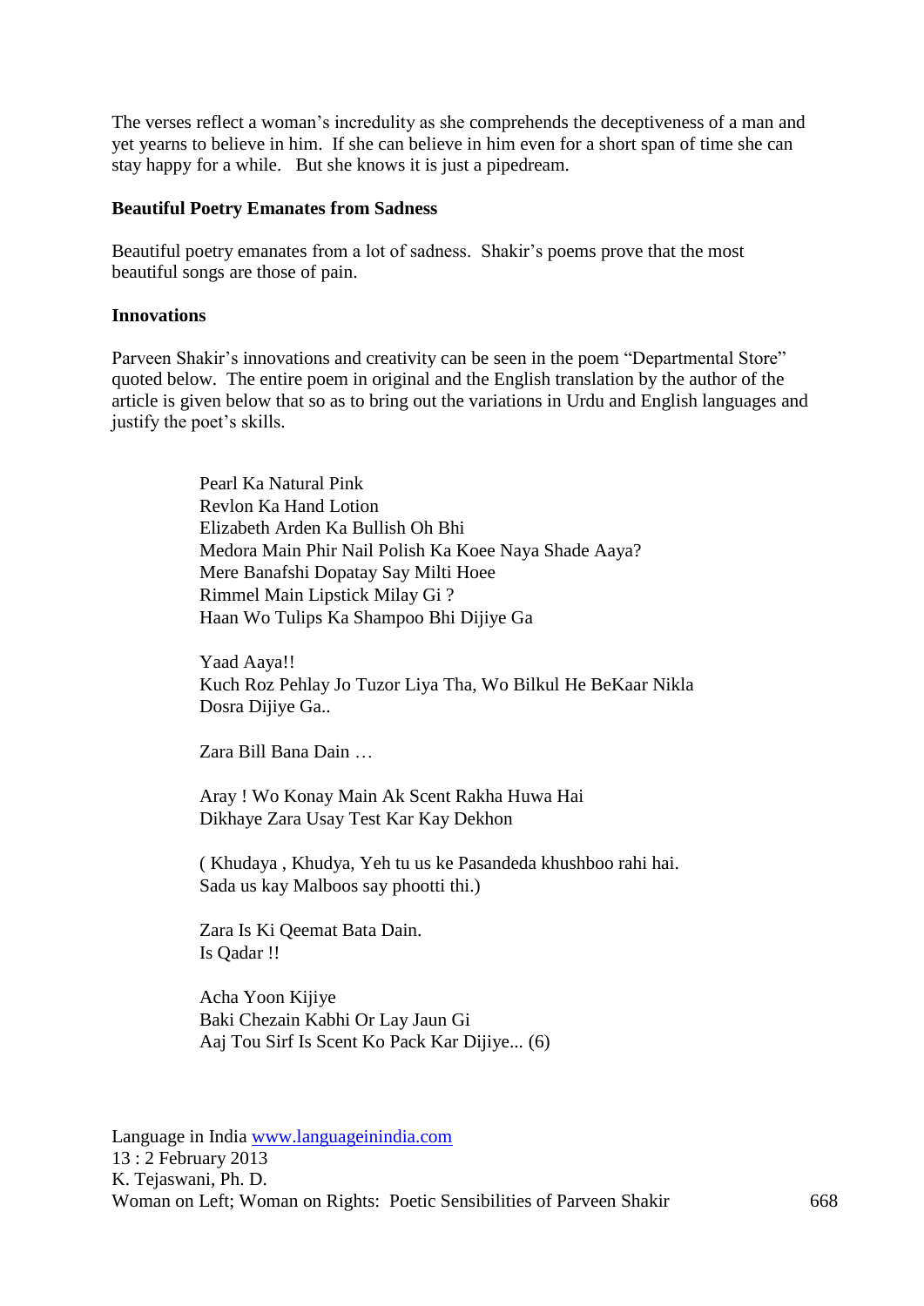The verses reflect a woman's incredulity as she comprehends the deceptiveness of a man and yet yearns to believe in him. If she can believe in him even for a short span of time she can stay happy for a while. But she knows it is just a pipedream.

**Beautiful Poetry Emanates from Sadness**

Beautiful poetry emanates from a lot of sadness. Shakir's poems prove that the most beautiful songs are those of pain.

**Innovations**

Parveen Shakir's innovations and creativity can be seen in the poem "Departmental Store" quoted below. The entire poem in original and the English translation by the author of the article is given below that so as to bring out the variations in Urdu and English languages and justify the poet's skills.

> Pearl Ka Natural Pink
> Revlon Ka Hand Lotion
> Elizabeth Arden Ka Bullish Oh Bhi
> Medora Main Phir Nail Polish Ka Koee Naya Shade Aaya?
> Mere Banafshi Dopatay Say Milti Hoee
> Rimmel Main Lipstick Milay Gi ?
> Haan Wo Tulips Ka Shampoo Bhi Dijiye Ga
>
> Yaad Aaya!!
> Kuch Roz Pehlay Jo Tuzor Liya Tha, Wo Bilkul He BeKaar Nikla
> Dosra Dijiye Ga..
>
> Zara Bill Bana Dain …
>
> Aray ! Wo Konay Main Ak Scent Rakha Huwa Hai
> Dikhaye Zara Usay Test Kar Kay Dekhon
>
> ( Khudaya , Khudya, Yeh tu us ke Pasandeda khushboo rahi hai.
> Sada us kay Malboos say phootti thi.)
>
> Zara Is Ki Qeemat Bata Dain.
> Is Qadar !!
>
> Acha Yoon Kijiye
> Baki Chezain Kabhi Or Lay Jaun Gi
> Aaj Tou Sirf Is Scent Ko Pack Kar Dijiye... (6)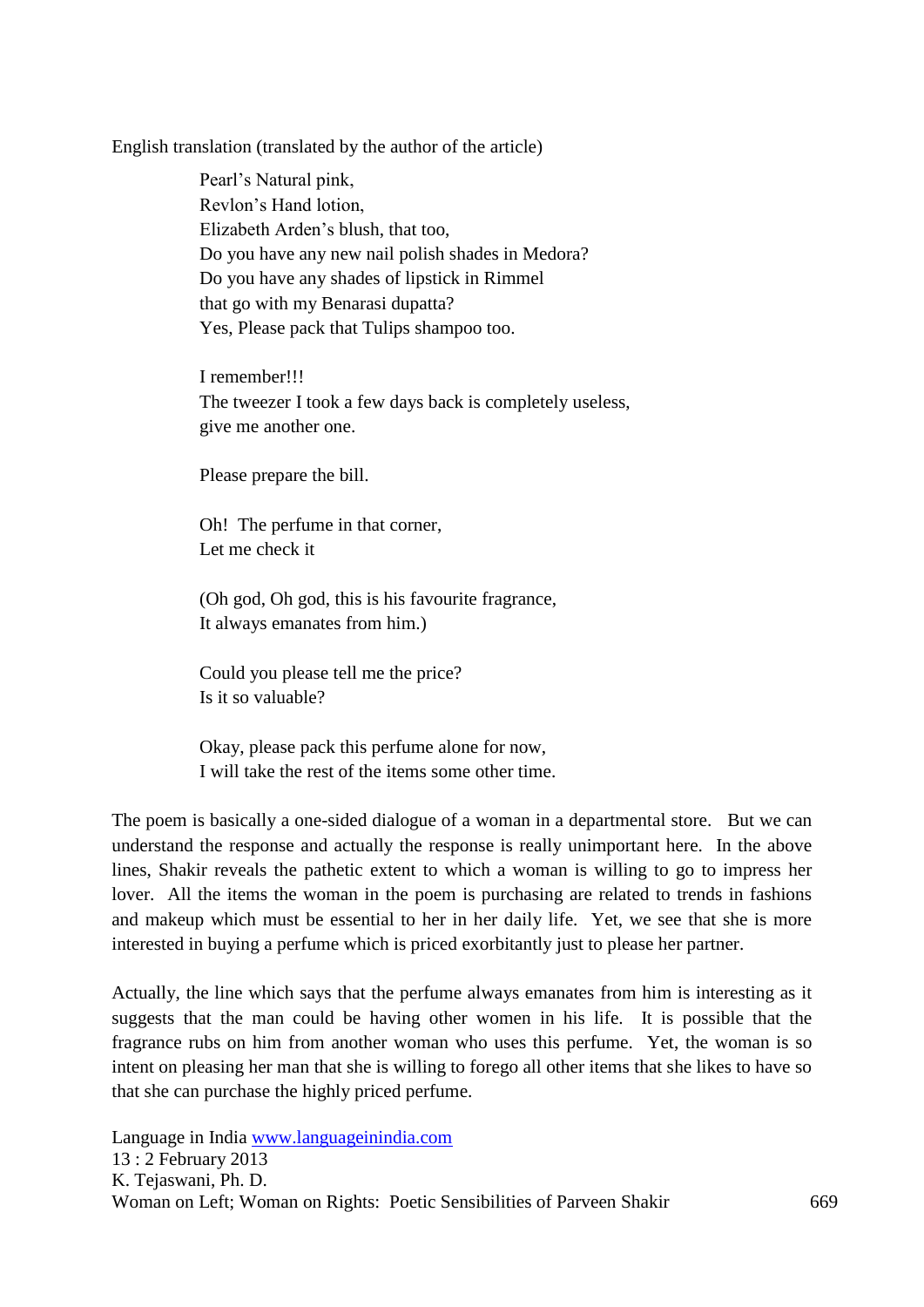English translation (translated by the author of the article)

> Pearl's Natural pink,
> Revlon's Hand lotion,
> Elizabeth Arden's blush, that too,
> Do you have any new nail polish shades in Medora?
> Do you have any shades of lipstick in Rimmel
> that go with my Benarasi dupatta?
> Yes, Please pack that Tulips shampoo too.
>
> I remember!!!
> The tweezer I took a few days back is completely useless,
> give me another one.
>
> Please prepare the bill.
>
> Oh! The perfume in that corner,
> Let me check it
>
> (Oh god, Oh god, this is his favourite fragrance,
> It always emanates from him.)
>
> Could you please tell me the price?
> Is it so valuable?
>
> Okay, please pack this perfume alone for now,
> I will take the rest of the items some other time.

The poem is basically a one-sided dialogue of a woman in a departmental store. But we can understand the response and actually the response is really unimportant here. In the above lines, Shakir reveals the pathetic extent to which a woman is willing to go to impress her lover. All the items the woman in the poem is purchasing are related to trends in fashions and makeup which must be essential to her in her daily life. Yet, we see that she is more interested in buying a perfume which is priced exorbitantly just to please her partner.

Actually, the line which says that the perfume always emanates from him is interesting as it suggests that the man could be having other women in his life. It is possible that the fragrance rubs on him from another woman who uses this perfume. Yet, the woman is so intent on pleasing her man that she is willing to forego all other items that she likes to have so that she can purchase the highly priced perfume.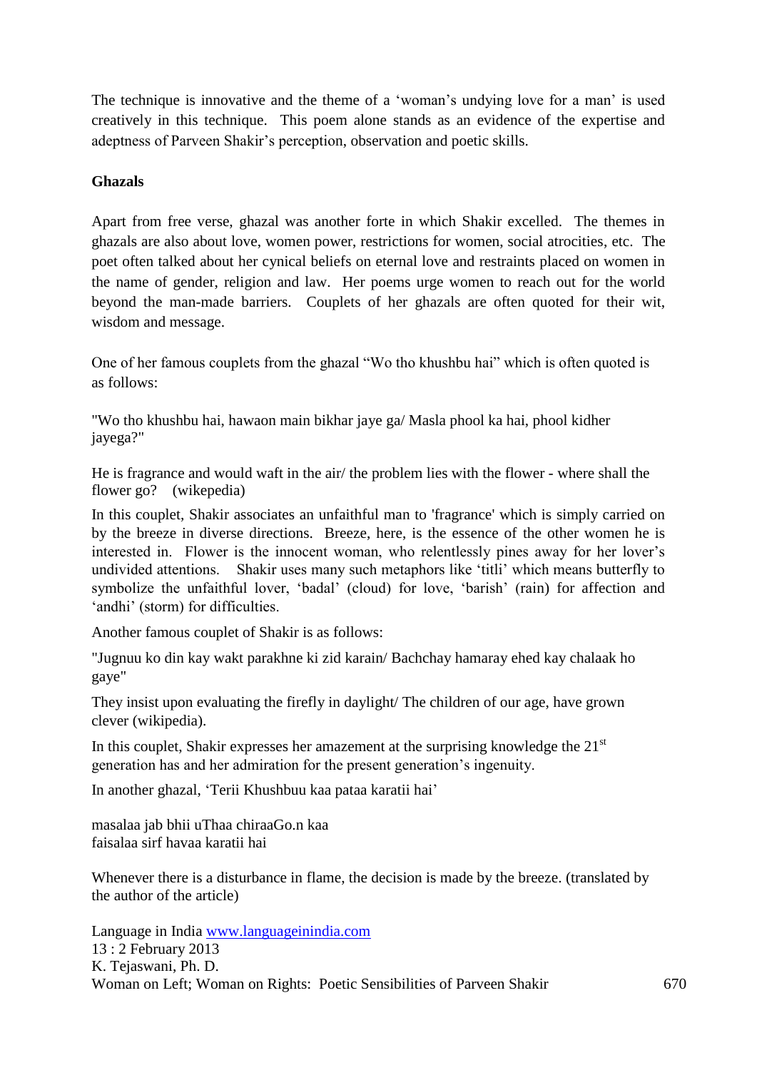The technique is innovative and the theme of a 'woman's undying love for a man' is used creatively in this technique. This poem alone stands as an evidence of the expertise and adeptness of Parveen Shakir's perception, observation and poetic skills.

**Ghazals**

Apart from free verse, ghazal was another forte in which Shakir excelled. The themes in ghazals are also about love, women power, restrictions for women, social atrocities, etc. The poet often talked about her cynical beliefs on eternal love and restraints placed on women in the name of gender, religion and law. Her poems urge women to reach out for the world beyond the man-made barriers. Couplets of her ghazals are often quoted for their wit, wisdom and message.

One of her famous couplets from the ghazal "Wo tho khushbu hai" which is often quoted is as follows:

"Wo tho khushbu hai, hawaon main bikhar jaye ga/ Masla phool ka hai, phool kidher jayega?"

He is fragrance and would waft in the air/ the problem lies with the flower - where shall the flower go? (wikepedia)

In this couplet, Shakir associates an unfaithful man to 'fragrance' which is simply carried on by the breeze in diverse directions. Breeze, here, is the essence of the other women he is interested in. Flower is the innocent woman, who relentlessly pines away for her lover's undivided attentions. Shakir uses many such metaphors like 'titli' which means butterfly to symbolize the unfaithful lover, 'badal' (cloud) for love, 'barish' (rain) for affection and 'andhi' (storm) for difficulties.

Another famous couplet of Shakir is as follows:

"Jugnuu ko din kay wakt parakhne ki zid karain/ Bachchay hamaray ehed kay chalaak ho gaye"

They insist upon evaluating the firefly in daylight/ The children of our age, have grown clever (wikipedia).

In this couplet, Shakir expresses her amazement at the surprising knowledge the 21st generation has and her admiration for the present generation's ingenuity.

In another ghazal, 'Terii Khushbuu kaa pataa karatii hai'

masalaa jab bhii uThaa chiraaGo.n kaa
faisalaa sirf havaa karatii hai

Whenever there is a disturbance in flame, the decision is made by the breeze. (translated by the author of the article)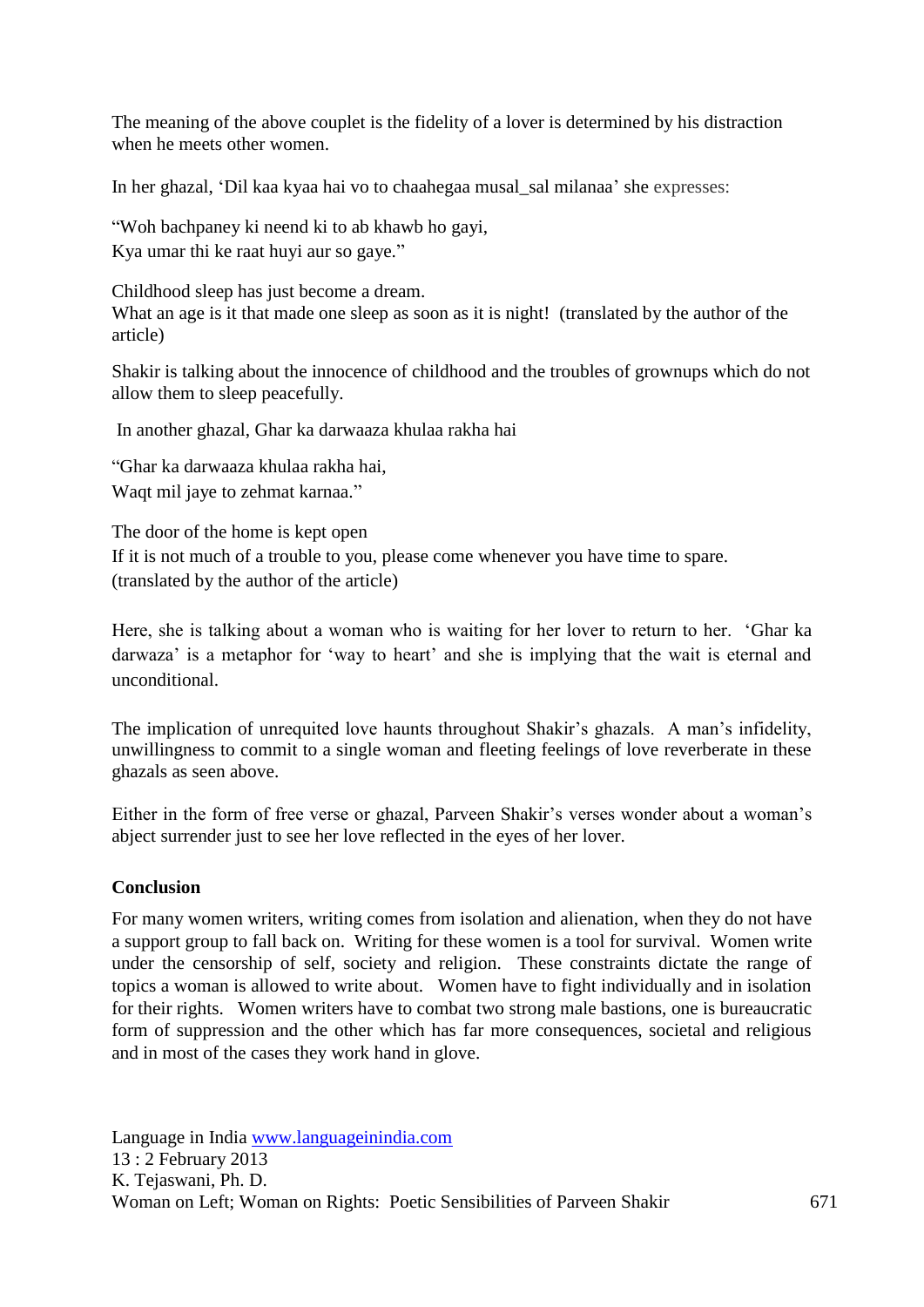The meaning of the above couplet is the fidelity of a lover is determined by his distraction when he meets other women.

In her ghazal, 'Dil kaa kyaa hai vo to chaahegaa musal_sal milanaa' she expresses:

"Woh bachpaney ki neend ki to ab khawb ho gayi,
Kya umar thi ke raat huyi aur so gaye."

Childhood sleep has just become a dream.
What an age is it that made one sleep as soon as it is night! (translated by the author of the article)

Shakir is talking about the innocence of childhood and the troubles of grownups which do not allow them to sleep peacefully.

In another ghazal, Ghar ka darwaaza khulaa rakha hai

"Ghar ka darwaaza khulaa rakha hai,
Waqt mil jaye to zehmat karnaa."

The door of the home is kept open
If it is not much of a trouble to you, please come whenever you have time to spare.
(translated by the author of the article)

Here, she is talking about a woman who is waiting for her lover to return to her. 'Ghar ka darwaza' is a metaphor for 'way to heart' and she is implying that the wait is eternal and unconditional.

The implication of unrequited love haunts throughout Shakir's ghazals. A man's infidelity, unwillingness to commit to a single woman and fleeting feelings of love reverberate in these ghazals as seen above.

Either in the form of free verse or ghazal, Parveen Shakir's verses wonder about a woman's abject surrender just to see her love reflected in the eyes of her lover.

**Conclusion**

For many women writers, writing comes from isolation and alienation, when they do not have a support group to fall back on. Writing for these women is a tool for survival. Women write under the censorship of self, society and religion. These constraints dictate the range of topics a woman is allowed to write about. Women have to fight individually and in isolation for their rights. Women writers have to combat two strong male bastions, one is bureaucratic form of suppression and the other which has far more consequences, societal and religious and in most of the cases they work hand in glove.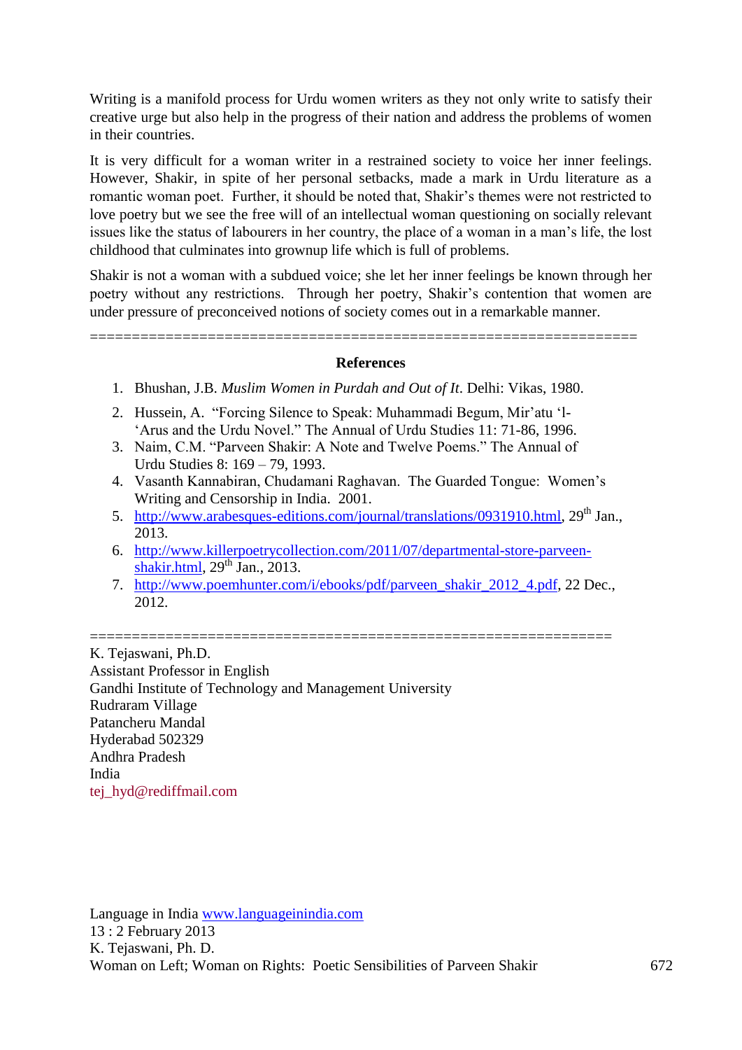Writing is a manifold process for Urdu women writers as they not only write to satisfy their creative urge but also help in the progress of their nation and address the problems of women in their countries.

It is very difficult for a woman writer in a restrained society to voice her inner feelings. However, Shakir, in spite of her personal setbacks, made a mark in Urdu literature as a romantic woman poet. Further, it should be noted that, Shakir's themes were not restricted to love poetry but we see the free will of an intellectual woman questioning on socially relevant issues like the status of labourers in her country, the place of a woman in a man's life, the lost childhood that culminates into grownup life which is full of problems.

Shakir is not a woman with a subdued voice; she let her inner feelings be known through her poetry without any restrictions. Through her poetry, Shakir's contention that women are under pressure of preconceived notions of society comes out in a remarkable manner.

==================================================================

## References

1. Bhushan, J.B. *Muslim Women in Purdah and Out of It*. Delhi: Vikas, 1980.
2. Hussein, A. "Forcing Silence to Speak: Muhammadi Begum, Mir'atu 'l-'Arus and the Urdu Novel." The Annual of Urdu Studies 11: 71-86, 1996.
3. Naim, C.M. "Parveen Shakir: A Note and Twelve Poems." The Annual of Urdu Studies 8: 169 – 79, 1993.
4. Vasanth Kannabiran, Chudamani Raghavan. The Guarded Tongue: Women's Writing and Censorship in India. 2001.
5. http://www.arabesques-editions.com/journal/translations/0931910.html, 29th Jan., 2013.
6. http://www.killerpoetrycollection.com/2011/07/departmental-store-parveen-shakir.html, 29th Jan., 2013.
7. http://www.poemhunter.com/i/ebooks/pdf/parveen_shakir_2012_4.pdf, 22 Dec., 2012.

==============================================================

K. Tejaswani, Ph.D.
Assistant Professor in English
Gandhi Institute of Technology and Management University
Rudraram Village
Patancheru Mandal
Hyderabad 502329
Andhra Pradesh
India
tej_hyd@rediffmail.com